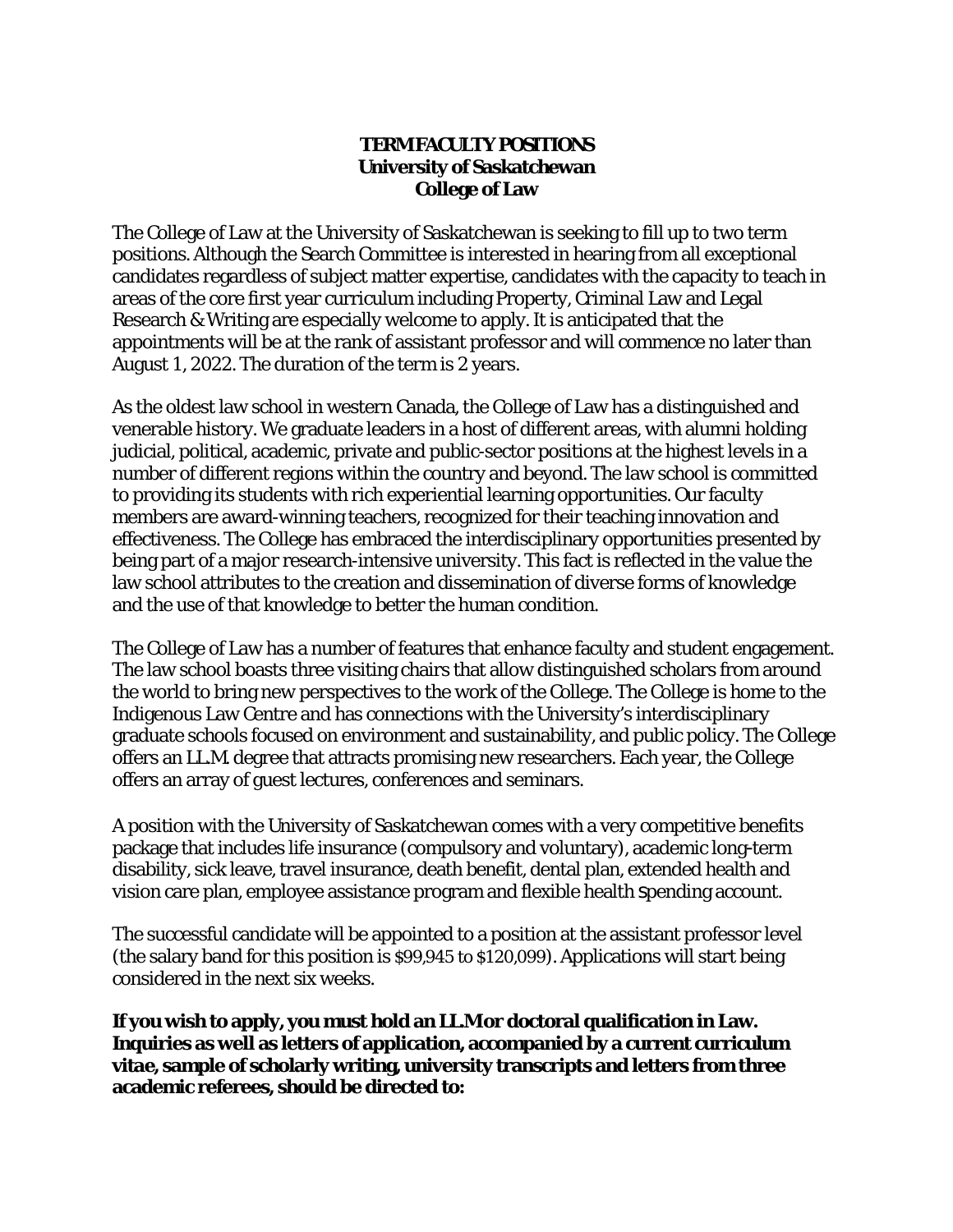**TERM FACULTY POSITIONS**
**University of Saskatchewan**
**College of Law**

The College of Law at the University of Saskatchewan is seeking to fill up to two term positions. Although the Search Committee is interested in hearing from all exceptional candidates regardless of subject matter expertise, candidates with the capacity to teach in areas of the core first year curriculum including Property, Criminal Law and Legal Research & Writing are especially welcome to apply. It is anticipated that the appointments will be at the rank of assistant professor and will commence no later than August 1, 2022. The duration of the term is 2 years.

As the oldest law school in western Canada, the College of Law has a distinguished and venerable history. We graduate leaders in a host of different areas, with alumni holding judicial, political, academic, private and public-sector positions at the highest levels in a number of different regions within the country and beyond. The law school is committed to providing its students with rich experiential learning opportunities. Our faculty members are award-winning teachers, recognized for their teaching innovation and effectiveness. The College has embraced the interdisciplinary opportunities presented by being part of a major research-intensive university. This fact is reflected in the value the law school attributes to the creation and dissemination of diverse forms of knowledge and the use of that knowledge to better the human condition.

The College of Law has a number of features that enhance faculty and student engagement. The law school boasts three visiting chairs that allow distinguished scholars from around the world to bring new perspectives to the work of the College. The College is home to the Indigenous Law Centre and has connections with the University's interdisciplinary graduate schools focused on environment and sustainability, and public policy. The College offers an LL.M. degree that attracts promising new researchers. Each year, the College offers an array of guest lectures, conferences and seminars.

A position with the University of Saskatchewan comes with a very competitive benefits package that includes life insurance (compulsory and voluntary), academic long-term disability, sick leave, travel insurance, death benefit, dental plan, extended health and vision care plan, employee assistance program and flexible health spending account.

The successful candidate will be appointed to a position at the assistant professor level (the salary band for this position is $99,945 to $120,099). Applications will start being considered in the next six weeks.

**If you wish to apply, you must hold an LL.M or doctoral qualification in Law. Inquiries as well as letters of application, accompanied by a current curriculum vitae, sample of scholarly writing, university transcripts and letters from three academic referees, should be directed to:**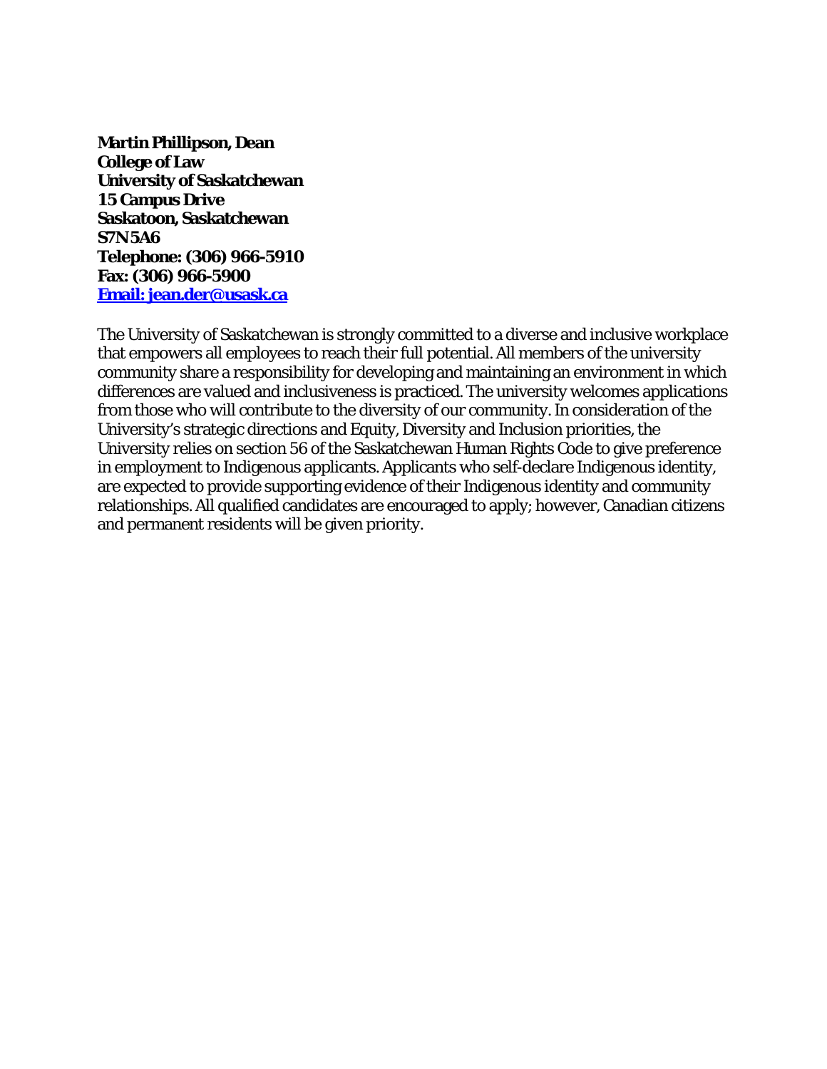**Martin Phillipson, Dean**
**College of Law**
**University of Saskatchewan**
**15 Campus Drive**
**Saskatoon, Saskatchewan**
**S7N 5A6**
**Telephone: (306) 966-5910**
**Fax: (306) 966-5900**
**Email: jean.der@usask.ca**

The University of Saskatchewan is strongly committed to a diverse and inclusive workplace that empowers all employees to reach their full potential. All members of the university community share a responsibility for developing and maintaining an environment in which differences are valued and inclusiveness is practiced. The university welcomes applications from those who will contribute to the diversity of our community. In consideration of the University's strategic directions and Equity, Diversity and Inclusion priorities, the University relies on section 56 of the Saskatchewan Human Rights Code to give preference in employment to Indigenous applicants. Applicants who self-declare Indigenous identity, are expected to provide supporting evidence of their Indigenous identity and community relationships. All qualified candidates are encouraged to apply; however, Canadian citizens and permanent residents will be given priority.